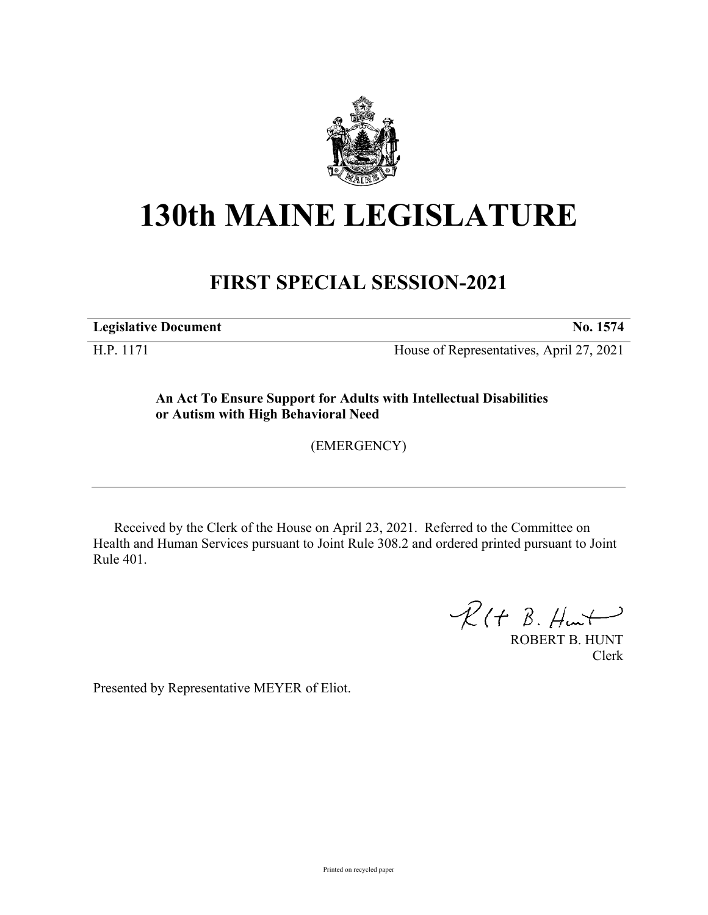# 130th MAINE LEGISLATURE

## FIRST SPECIAL SESSION-2021

**Legislative Document** **No. 1574**

H.P. 1171 House of Representatives, April 27, 2021

**An Act To Ensure Support for Adults with Intellectual Disabilities or Autism with High Behavioral Need**

(EMERGENCY)

Received by the Clerk of the House on April 23, 2021. Referred to the Committee on Health and Human Services pursuant to Joint Rule 308.2 and ordered printed pursuant to Joint Rule 401.

ROBERT B. HUNT
Clerk

Presented by Representative MEYER of Eliot.

Printed on recycled paper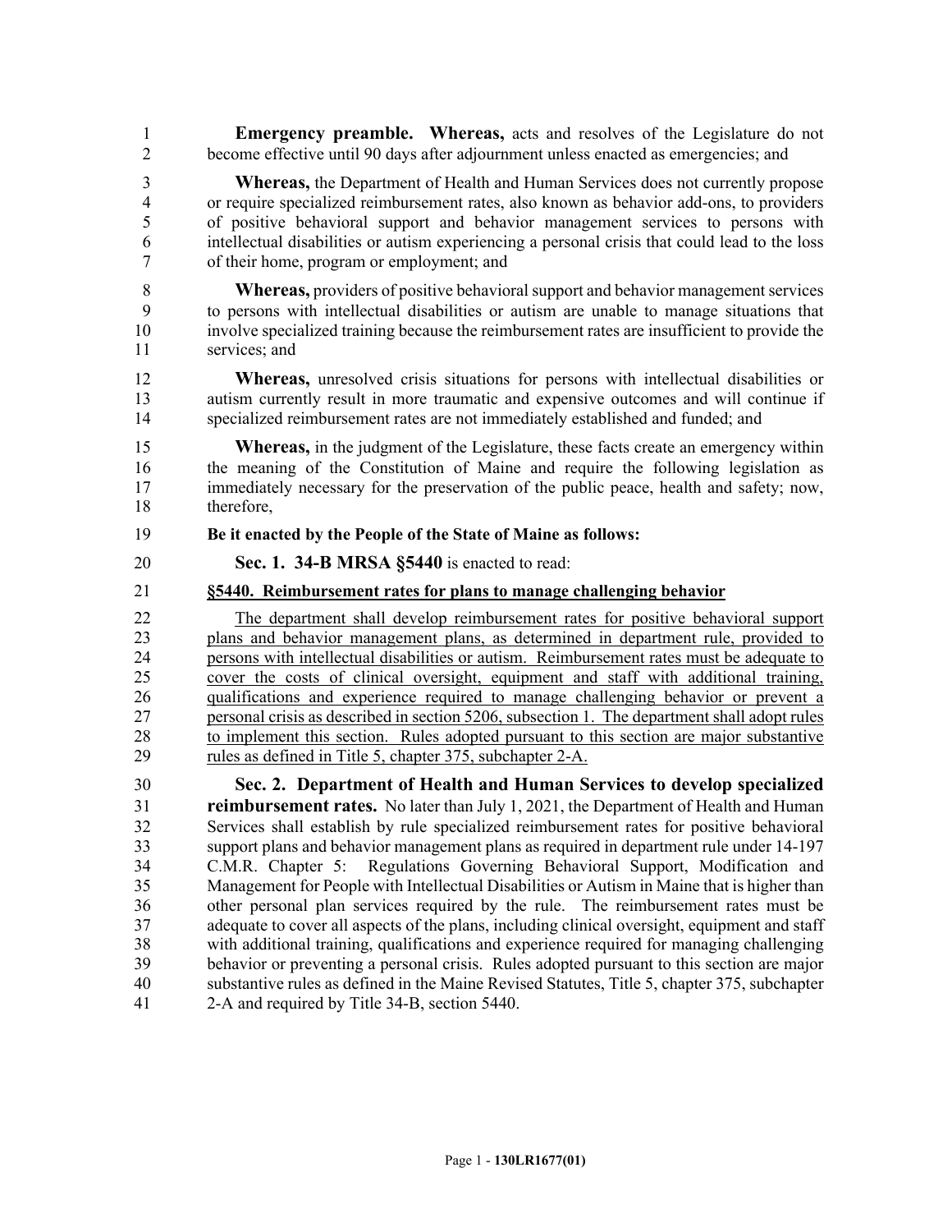**Emergency preamble.** **Whereas,** acts and resolves of the Legislature do not become effective until 90 days after adjournment unless enacted as emergencies; and

**Whereas,** the Department of Health and Human Services does not currently propose or require specialized reimbursement rates, also known as behavior add-ons, to providers of positive behavioral support and behavior management services to persons with intellectual disabilities or autism experiencing a personal crisis that could lead to the loss of their home, program or employment; and

**Whereas,** providers of positive behavioral support and behavior management services to persons with intellectual disabilities or autism are unable to manage situations that involve specialized training because the reimbursement rates are insufficient to provide the services; and

**Whereas,** unresolved crisis situations for persons with intellectual disabilities or autism currently result in more traumatic and expensive outcomes and will continue if specialized reimbursement rates are not immediately established and funded; and

**Whereas,** in the judgment of the Legislature, these facts create an emergency within the meaning of the Constitution of Maine and require the following legislation as immediately necessary for the preservation of the public peace, health and safety; now, therefore,

**Be it enacted by the People of the State of Maine as follows:**

**Sec. 1. 34-B MRSA §5440** is enacted to read:

**§5440. Reimbursement rates for plans to manage challenging behavior**

The department shall develop reimbursement rates for positive behavioral support plans and behavior management plans, as determined in department rule, provided to persons with intellectual disabilities or autism. Reimbursement rates must be adequate to cover the costs of clinical oversight, equipment and staff with additional training, qualifications and experience required to manage challenging behavior or prevent a personal crisis as described in section 5206, subsection 1. The department shall adopt rules to implement this section. Rules adopted pursuant to this section are major substantive rules as defined in Title 5, chapter 375, subchapter 2-A.

**Sec. 2. Department of Health and Human Services to develop specialized reimbursement rates.** No later than July 1, 2021, the Department of Health and Human Services shall establish by rule specialized reimbursement rates for positive behavioral support plans and behavior management plans as required in department rule under 14-197 C.M.R. Chapter 5: Regulations Governing Behavioral Support, Modification and Management for People with Intellectual Disabilities or Autism in Maine that is higher than other personal plan services required by the rule. The reimbursement rates must be adequate to cover all aspects of the plans, including clinical oversight, equipment and staff with additional training, qualifications and experience required for managing challenging behavior or preventing a personal crisis. Rules adopted pursuant to this section are major substantive rules as defined in the Maine Revised Statutes, Title 5, chapter 375, subchapter 2-A and required by Title 34-B, section 5440.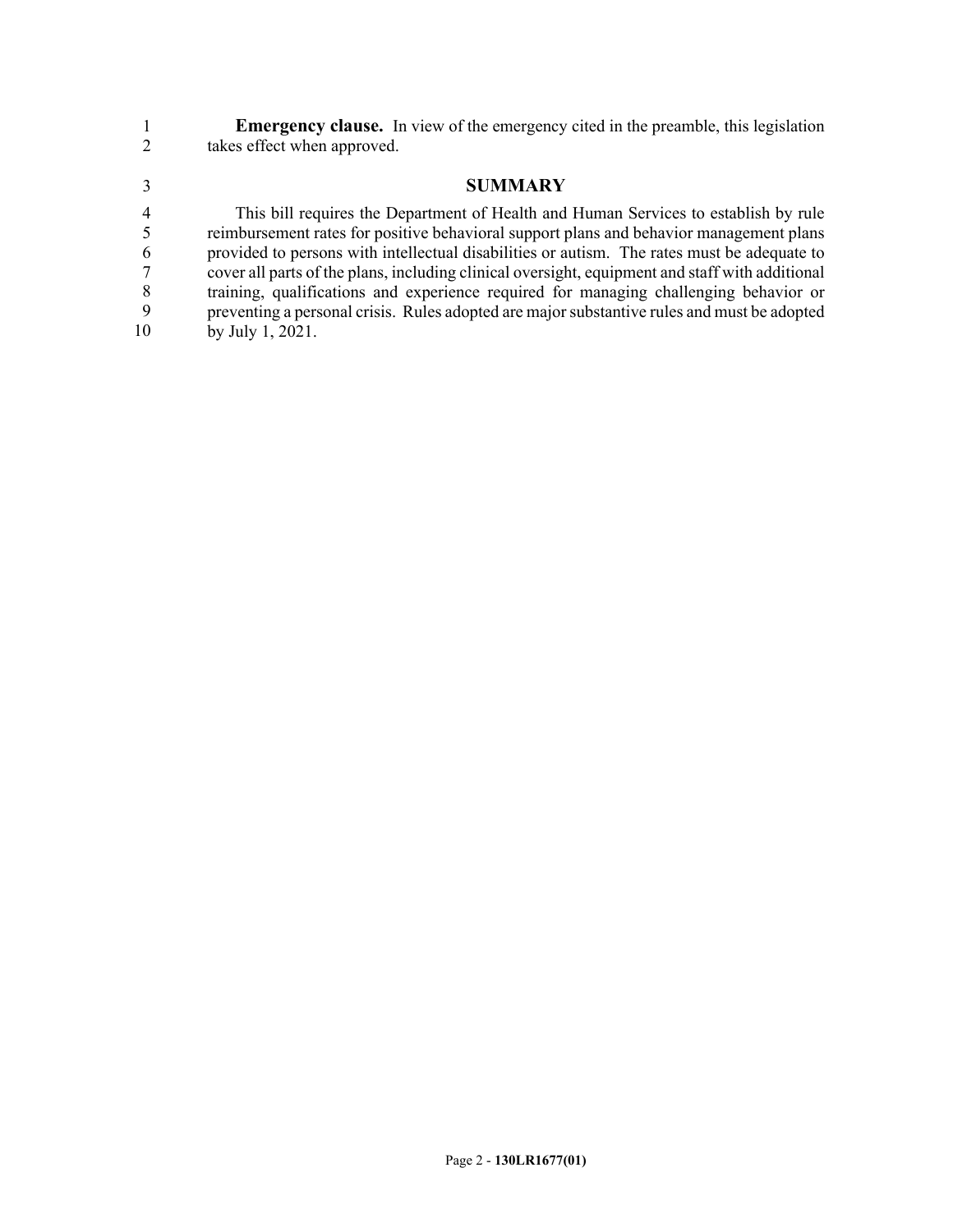**Emergency clause.** In view of the emergency cited in the preamble, this legislation takes effect when approved.

## SUMMARY

This bill requires the Department of Health and Human Services to establish by rule reimbursement rates for positive behavioral support plans and behavior management plans provided to persons with intellectual disabilities or autism. The rates must be adequate to cover all parts of the plans, including clinical oversight, equipment and staff with additional training, qualifications and experience required for managing challenging behavior or preventing a personal crisis. Rules adopted are major substantive rules and must be adopted by July 1, 2021.